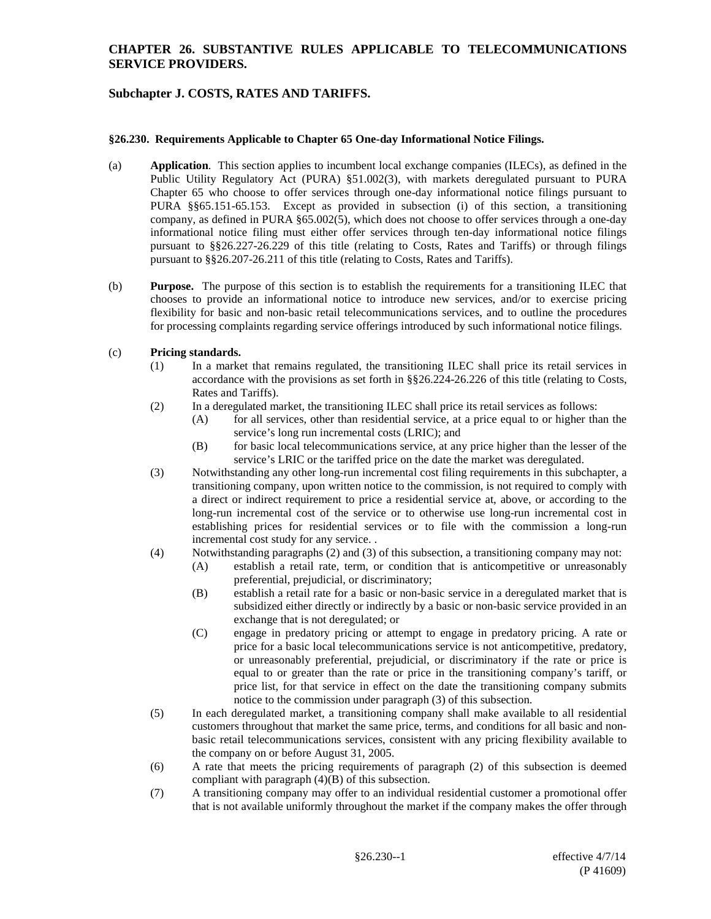# CHAPTER 26. SUBSTANTIVE RULES APPLICABLE TO TELECOMMUNICATIONS SERVICE PROVIDERS.

## Subchapter J. COSTS, RATES AND TARIFFS.

### §26.230. Requirements Applicable to Chapter 65 One-day Informational Notice Filings.

(a) **Application**. This section applies to incumbent local exchange companies (ILECs), as defined in the Public Utility Regulatory Act (PURA) §51.002(3), with markets deregulated pursuant to PURA Chapter 65 who choose to offer services through one-day informational notice filings pursuant to PURA §§65.151-65.153. Except as provided in subsection (i) of this section, a transitioning company, as defined in PURA §65.002(5), which does not choose to offer services through a one-day informational notice filing must either offer services through ten-day informational notice filings pursuant to §§26.227-26.229 of this title (relating to Costs, Rates and Tariffs) or through filings pursuant to §§26.207-26.211 of this title (relating to Costs, Rates and Tariffs).

(b) **Purpose.** The purpose of this section is to establish the requirements for a transitioning ILEC that chooses to provide an informational notice to introduce new services, and/or to exercise pricing flexibility for basic and non-basic retail telecommunications services, and to outline the procedures for processing complaints regarding service offerings introduced by such informational notice filings.

(c) **Pricing standards.**

(1) In a market that remains regulated, the transitioning ILEC shall price its retail services in accordance with the provisions as set forth in §§26.224-26.226 of this title (relating to Costs, Rates and Tariffs).

(2) In a deregulated market, the transitioning ILEC shall price its retail services as follows:

(A) for all services, other than residential service, at a price equal to or higher than the service's long run incremental costs (LRIC); and

(B) for basic local telecommunications service, at any price higher than the lesser of the service's LRIC or the tariffed price on the date the market was deregulated.

(3) Notwithstanding any other long-run incremental cost filing requirements in this subchapter, a transitioning company, upon written notice to the commission, is not required to comply with a direct or indirect requirement to price a residential service at, above, or according to the long-run incremental cost of the service or to otherwise use long-run incremental cost in establishing prices for residential services or to file with the commission a long-run incremental cost study for any service. .

(4) Notwithstanding paragraphs (2) and (3) of this subsection, a transitioning company may not:

(A) establish a retail rate, term, or condition that is anticompetitive or unreasonably preferential, prejudicial, or discriminatory;

(B) establish a retail rate for a basic or non-basic service in a deregulated market that is subsidized either directly or indirectly by a basic or non-basic service provided in an exchange that is not deregulated; or

(C) engage in predatory pricing or attempt to engage in predatory pricing. A rate or price for a basic local telecommunications service is not anticompetitive, predatory, or unreasonably preferential, prejudicial, or discriminatory if the rate or price is equal to or greater than the rate or price in the transitioning company's tariff, or price list, for that service in effect on the date the transitioning company submits notice to the commission under paragraph (3) of this subsection.

(5) In each deregulated market, a transitioning company shall make available to all residential customers throughout that market the same price, terms, and conditions for all basic and non-basic retail telecommunications services, consistent with any pricing flexibility available to the company on or before August 31, 2005.

(6) A rate that meets the pricing requirements of paragraph (2) of this subsection is deemed compliant with paragraph (4)(B) of this subsection.

(7) A transitioning company may offer to an individual residential customer a promotional offer that is not available uniformly throughout the market if the company makes the offer through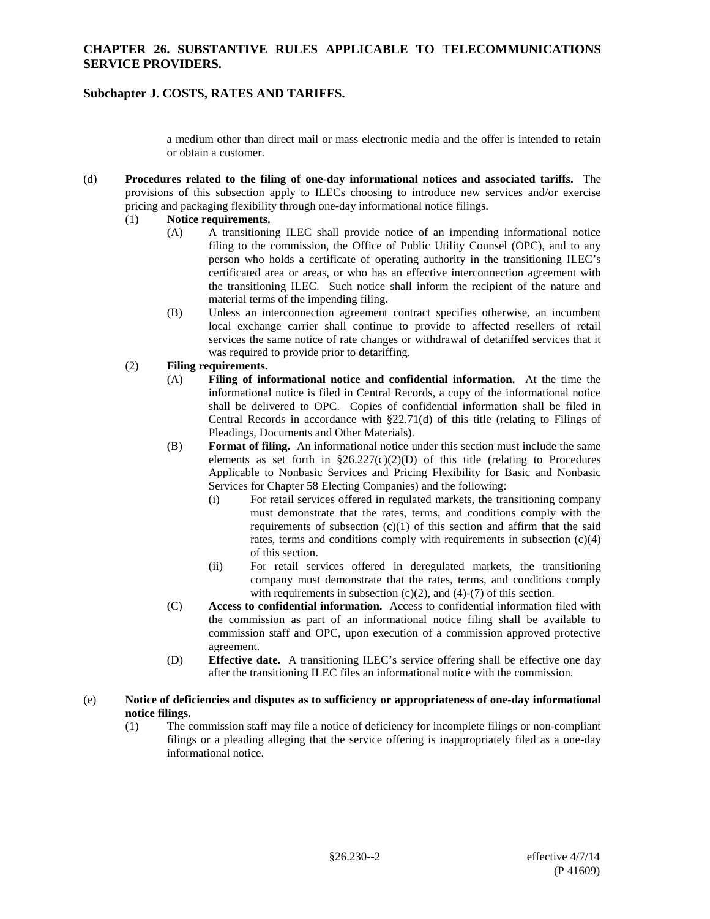a medium other than direct mail or mass electronic media and the offer is intended to retain or obtain a customer.

(d) **Procedures related to the filing of one-day informational notices and associated tariffs.** The provisions of this subsection apply to ILECs choosing to introduce new services and/or exercise pricing and packaging flexibility through one-day informational notice filings.

(1) **Notice requirements.**

(A) A transitioning ILEC shall provide notice of an impending informational notice filing to the commission, the Office of Public Utility Counsel (OPC), and to any person who holds a certificate of operating authority in the transitioning ILEC's certificated area or areas, or who has an effective interconnection agreement with the transitioning ILEC. Such notice shall inform the recipient of the nature and material terms of the impending filing.

(B) Unless an interconnection agreement contract specifies otherwise, an incumbent local exchange carrier shall continue to provide to affected resellers of retail services the same notice of rate changes or withdrawal of detariffed services that it was required to provide prior to detariffing.

(2) **Filing requirements.**

(A) **Filing of informational notice and confidential information.** At the time the informational notice is filed in Central Records, a copy of the informational notice shall be delivered to OPC. Copies of confidential information shall be filed in Central Records in accordance with §22.71(d) of this title (relating to Filings of Pleadings, Documents and Other Materials).

(B) **Format of filing.** An informational notice under this section must include the same elements as set forth in §26.227(c)(2)(D) of this title (relating to Procedures Applicable to Nonbasic Services and Pricing Flexibility for Basic and Nonbasic Services for Chapter 58 Electing Companies) and the following:

(i) For retail services offered in regulated markets, the transitioning company must demonstrate that the rates, terms, and conditions comply with the requirements of subsection (c)(1) of this section and affirm that the said rates, terms and conditions comply with requirements in subsection (c)(4) of this section.

(ii) For retail services offered in deregulated markets, the transitioning company must demonstrate that the rates, terms, and conditions comply with requirements in subsection (c)(2), and (4)-(7) of this section.

(C) **Access to confidential information.** Access to confidential information filed with the commission as part of an informational notice filing shall be available to commission staff and OPC, upon execution of a commission approved protective agreement.

(D) **Effective date.** A transitioning ILEC's service offering shall be effective one day after the transitioning ILEC files an informational notice with the commission.

(e) **Notice of deficiencies and disputes as to sufficiency or appropriateness of one-day informational notice filings.**

(1) The commission staff may file a notice of deficiency for incomplete filings or non-compliant filings or a pleading alleging that the service offering is inappropriately filed as a one-day informational notice.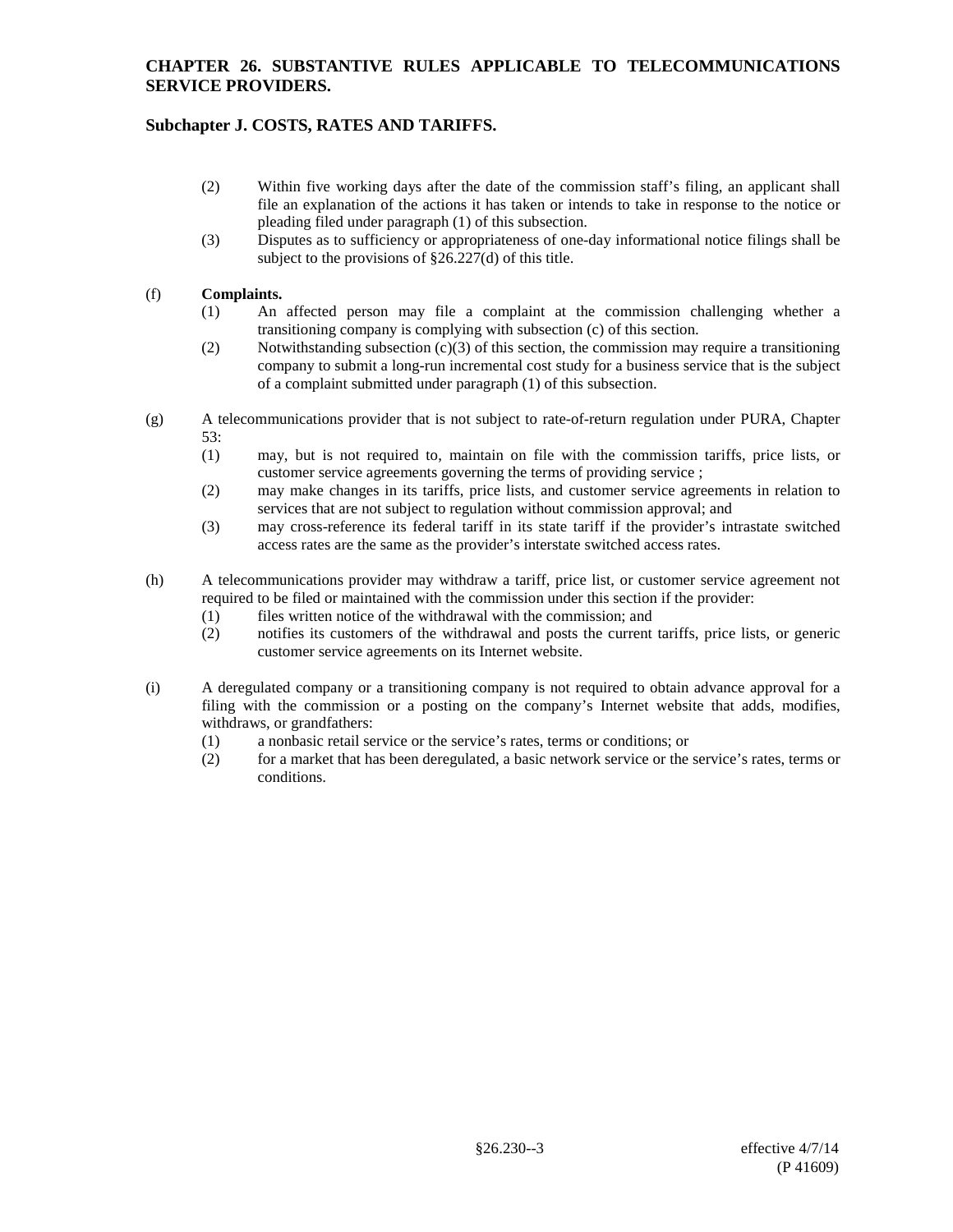(2) Within five working days after the date of the commission staff's filing, an applicant shall file an explanation of the actions it has taken or intends to take in response to the notice or pleading filed under paragraph (1) of this subsection.

(3) Disputes as to sufficiency or appropriateness of one-day informational notice filings shall be subject to the provisions of §26.227(d) of this title.

(f) **Complaints.**

(1) An affected person may file a complaint at the commission challenging whether a transitioning company is complying with subsection (c) of this section.

(2) Notwithstanding subsection (c)(3) of this section, the commission may require a transitioning company to submit a long-run incremental cost study for a business service that is the subject of a complaint submitted under paragraph (1) of this subsection.

(g) A telecommunications provider that is not subject to rate-of-return regulation under PURA, Chapter 53:

(1) may, but is not required to, maintain on file with the commission tariffs, price lists, or customer service agreements governing the terms of providing service ;

(2) may make changes in its tariffs, price lists, and customer service agreements in relation to services that are not subject to regulation without commission approval; and

(3) may cross-reference its federal tariff in its state tariff if the provider's intrastate switched access rates are the same as the provider's interstate switched access rates.

(h) A telecommunications provider may withdraw a tariff, price list, or customer service agreement not required to be filed or maintained with the commission under this section if the provider:

(1) files written notice of the withdrawal with the commission; and

(2) notifies its customers of the withdrawal and posts the current tariffs, price lists, or generic customer service agreements on its Internet website.

(i) A deregulated company or a transitioning company is not required to obtain advance approval for a filing with the commission or a posting on the company's Internet website that adds, modifies, withdraws, or grandfathers:

(1) a nonbasic retail service or the service's rates, terms or conditions; or

(2) for a market that has been deregulated, a basic network service or the service's rates, terms or conditions.